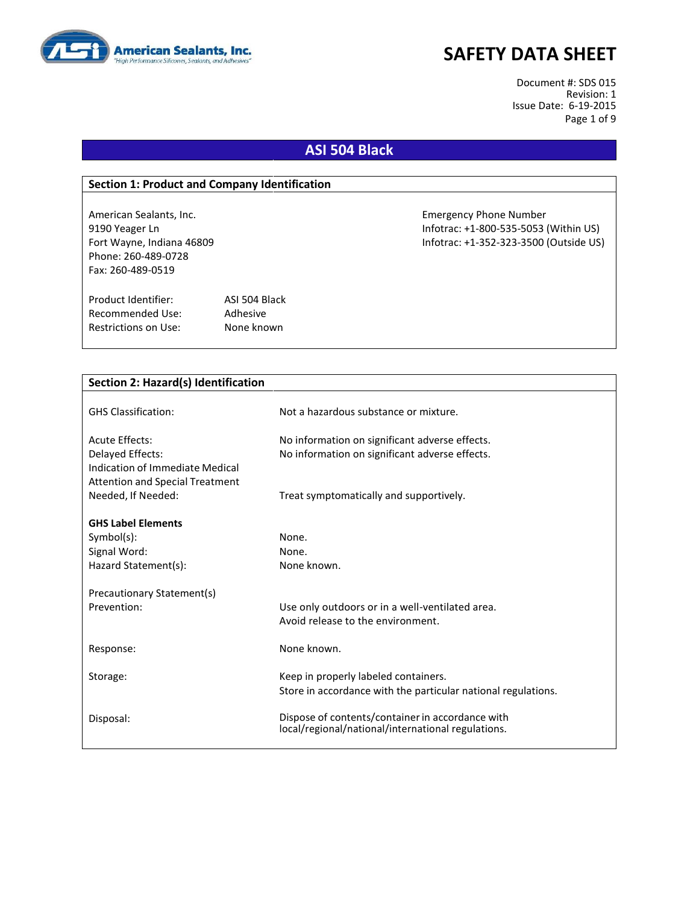American Sealants, Inc.
"High Performance Silicones, Sealants, and Adhesives"

# SAFETY DATA SHEET

Document #: SDS 015
Revision: 1
Issue Date: 6-19-2015

## ASI 504 Black

### Section 1: Product and Company Identification

American Sealants, Inc.
9190 Yeager Ln
Fort Wayne, Indiana 46809
Phone: 260-489-0728
Fax: 260-489-0519

Emergency Phone Number
Infotrac: +1-800-535-5053 (Within US)
Infotrac: +1-352-323-3500 (Outside US)

| | |
|---|---|
| Product Identifier: | ASI 504 Black |
| Recommended Use: | Adhesive |
| Restrictions on Use: | None known |

### Section 2: Hazard(s) Identification

| | |
|---|---|
| GHS Classification: | Not a hazardous substance or mixture. |
| Acute Effects: | No information on significant adverse effects. |
| Delayed Effects: | No information on significant adverse effects. |
| Indication of Immediate Medical Attention and Special Treatment Needed, If Needed: | Treat symptomatically and supportively. |

**GHS Label Elements**

| | |
|---|---|
| Symbol(s): | None. |
| Signal Word: | None. |
| Hazard Statement(s): | None known. |

Precautionary Statement(s)

| | |
|---|---|
| Prevention: | Use only outdoors or in a well-ventilated area.<br>Avoid release to the environment. |
| Response: | None known. |
| Storage: | Keep in properly labeled containers.<br>Store in accordance with the particular national regulations. |
| Disposal: | Dispose of contents/container in accordance with local/regional/national/international regulations. |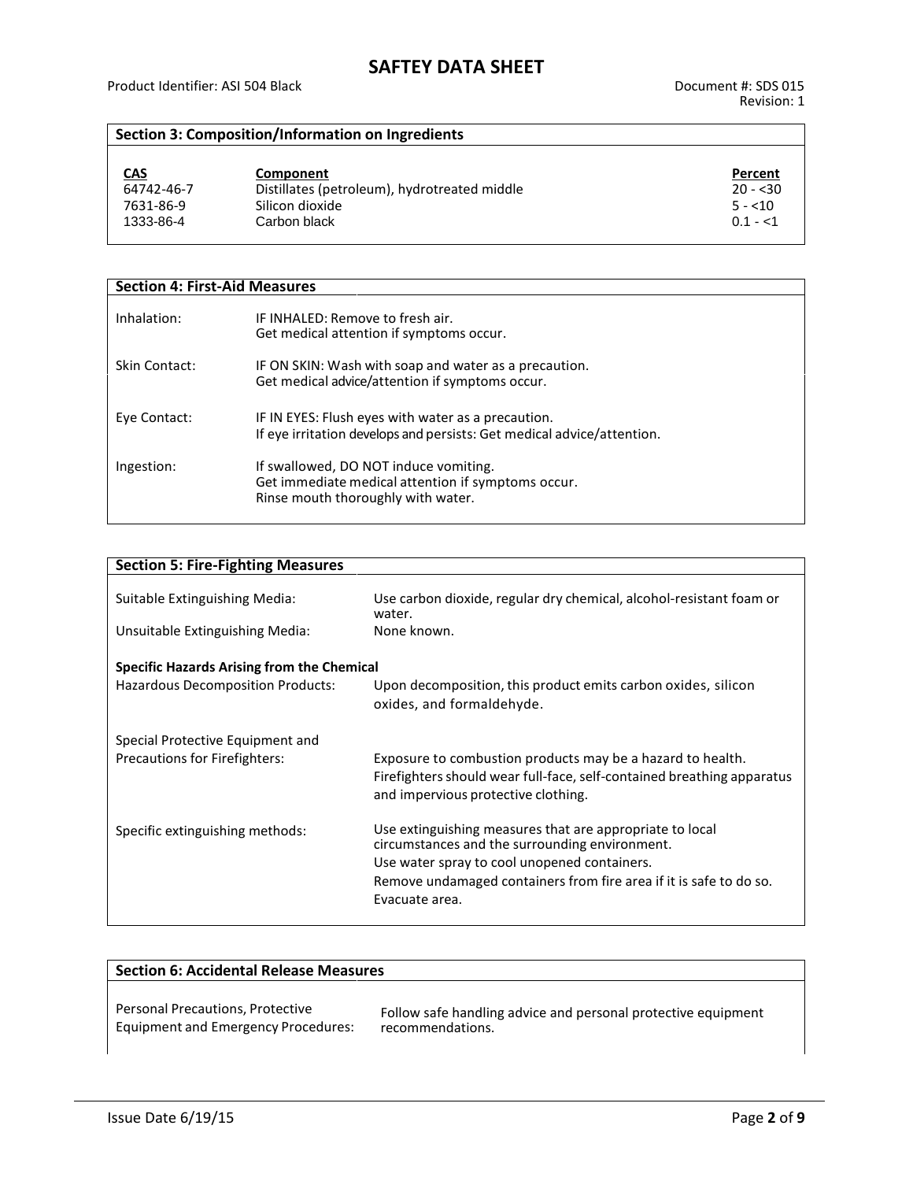## Section 3: Composition/Information on Ingredients

| CAS | Component | Percent |
|---|---|---|
| 64742-46-7 | Distillates (petroleum), hydrotreated middle | 20 - <30 |
| 7631-86-9 | Silicon dioxide | 5 - <10 |
| 1333-86-4 | Carbon black | 0.1 - <1 |

## Section 4: First-Aid Measures

| | |
|---|---|
| Inhalation: | IF INHALED: Remove to fresh air.<br>Get medical attention if symptoms occur. |
| Skin Contact: | IF ON SKIN: Wash with soap and water as a precaution.<br>Get medical advice/attention if symptoms occur. |
| Eye Contact: | IF IN EYES: Flush eyes with water as a precaution.<br>If eye irritation develops and persists: Get medical advice/attention. |
| Ingestion: | If swallowed, DO NOT induce vomiting.<br>Get immediate medical attention if symptoms occur.<br>Rinse mouth thoroughly with water. |

## Section 5: Fire-Fighting Measures

| | |
|---|---|
| Suitable Extinguishing Media: | Use carbon dioxide, regular dry chemical, alcohol-resistant foam or water. |
| Unsuitable Extinguishing Media: | None known. |

**Specific Hazards Arising from the Chemical**

| | |
|---|---|
| Hazardous Decomposition Products: | Upon decomposition, this product emits carbon oxides, silicon oxides, and formaldehyde. |
| Special Protective Equipment and Precautions for Firefighters: | Exposure to combustion products may be a hazard to health.<br>Firefighters should wear full-face, self-contained breathing apparatus and impervious protective clothing. |
| Specific extinguishing methods: | Use extinguishing measures that are appropriate to local circumstances and the surrounding environment.<br>Use water spray to cool unopened containers.<br>Remove undamaged containers from fire area if it is safe to do so.<br>Evacuate area. |

## Section 6: Accidental Release Measures

| | |
|---|---|
| Personal Precautions, Protective Equipment and Emergency Procedures: | Follow safe handling advice and personal protective equipment recommendations. |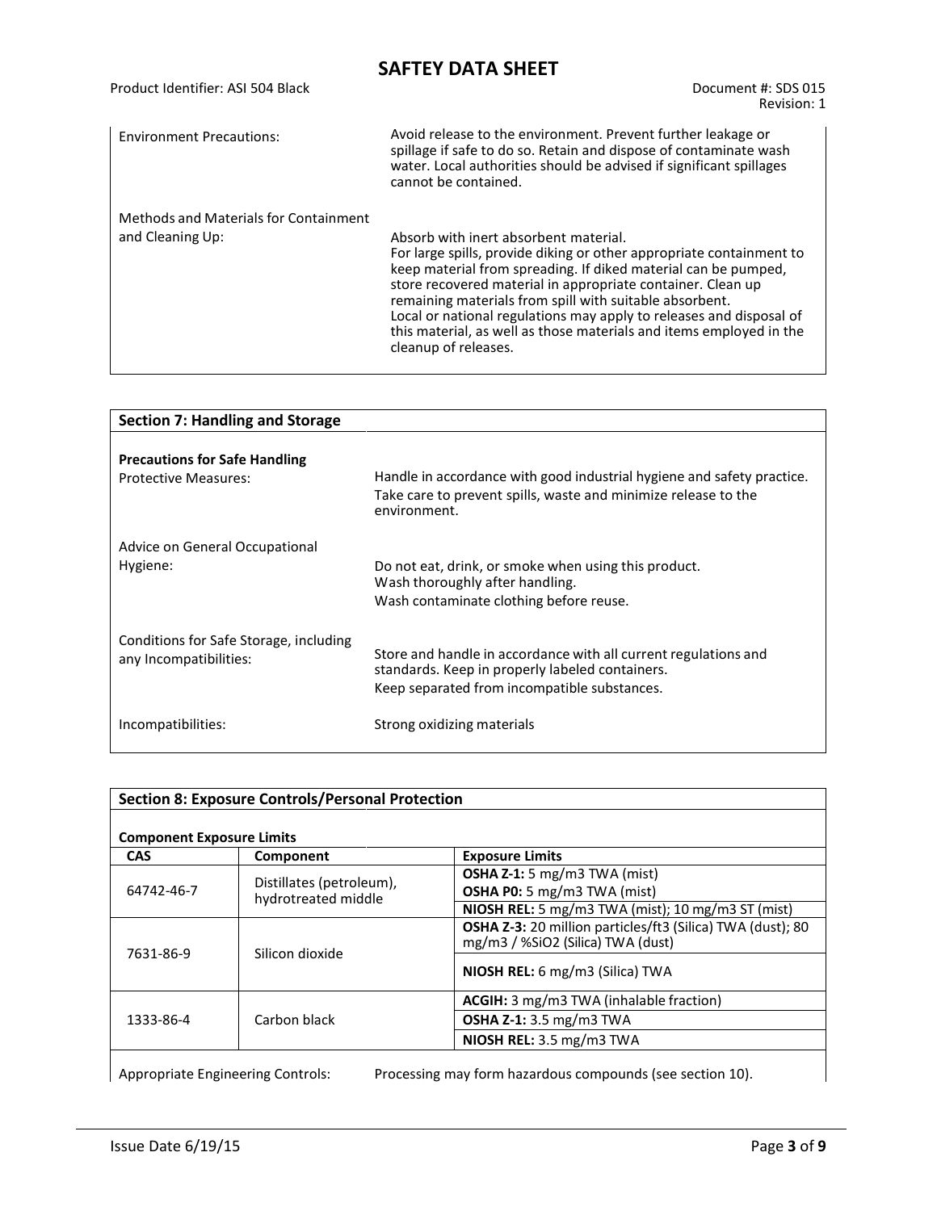Environment Precautions: Avoid release to the environment. Prevent further leakage or spillage if safe to do so. Retain and dispose of contaminate wash water. Local authorities should be advised if significant spillages cannot be contained.

Methods and Materials for Containment and Cleaning Up: Absorb with inert absorbent material.
For large spills, provide diking or other appropriate containment to keep material from spreading. If diked material can be pumped, store recovered material in appropriate container. Clean up remaining materials from spill with suitable absorbent.
Local or national regulations may apply to releases and disposal of this material, as well as those materials and items employed in the cleanup of releases.

## Section 7: Handling and Storage

**Precautions for Safe Handling**

Protective Measures: Handle in accordance with good industrial hygiene and safety practice.
Take care to prevent spills, waste and minimize release to the environment.

Advice on General Occupational Hygiene: Do not eat, drink, or smoke when using this product.
Wash thoroughly after handling.
Wash contaminate clothing before reuse.

Conditions for Safe Storage, including any Incompatibilities: Store and handle in accordance with all current regulations and standards. Keep in properly labeled containers.
Keep separated from incompatible substances.

Incompatibilities: Strong oxidizing materials

## Section 8: Exposure Controls/Personal Protection

**Component Exposure Limits**

| CAS | Component | Exposure Limits |
|---|---|---|
| 64742-46-7 | Distillates (petroleum), hydrotreated middle | **OSHA Z-1:** 5 mg/m3 TWA (mist)<br>**OSHA P0:** 5 mg/m3 TWA (mist) |
| | | **NIOSH REL:** 5 mg/m3 TWA (mist); 10 mg/m3 ST (mist) |
| 7631-86-9 | Silicon dioxide | **OSHA Z-3:** 20 million particles/ft3 (Silica) TWA (dust); 80 mg/m3 / %SiO2 (Silica) TWA (dust) |
| | | **NIOSH REL:** 6 mg/m3 (Silica) TWA |
| 1333-86-4 | Carbon black | **ACGIH:** 3 mg/m3 TWA (inhalable fraction) |
| | | **OSHA Z-1:** 3.5 mg/m3 TWA |
| | | **NIOSH REL:** 3.5 mg/m3 TWA |

Appropriate Engineering Controls: Processing may form hazardous compounds (see section 10).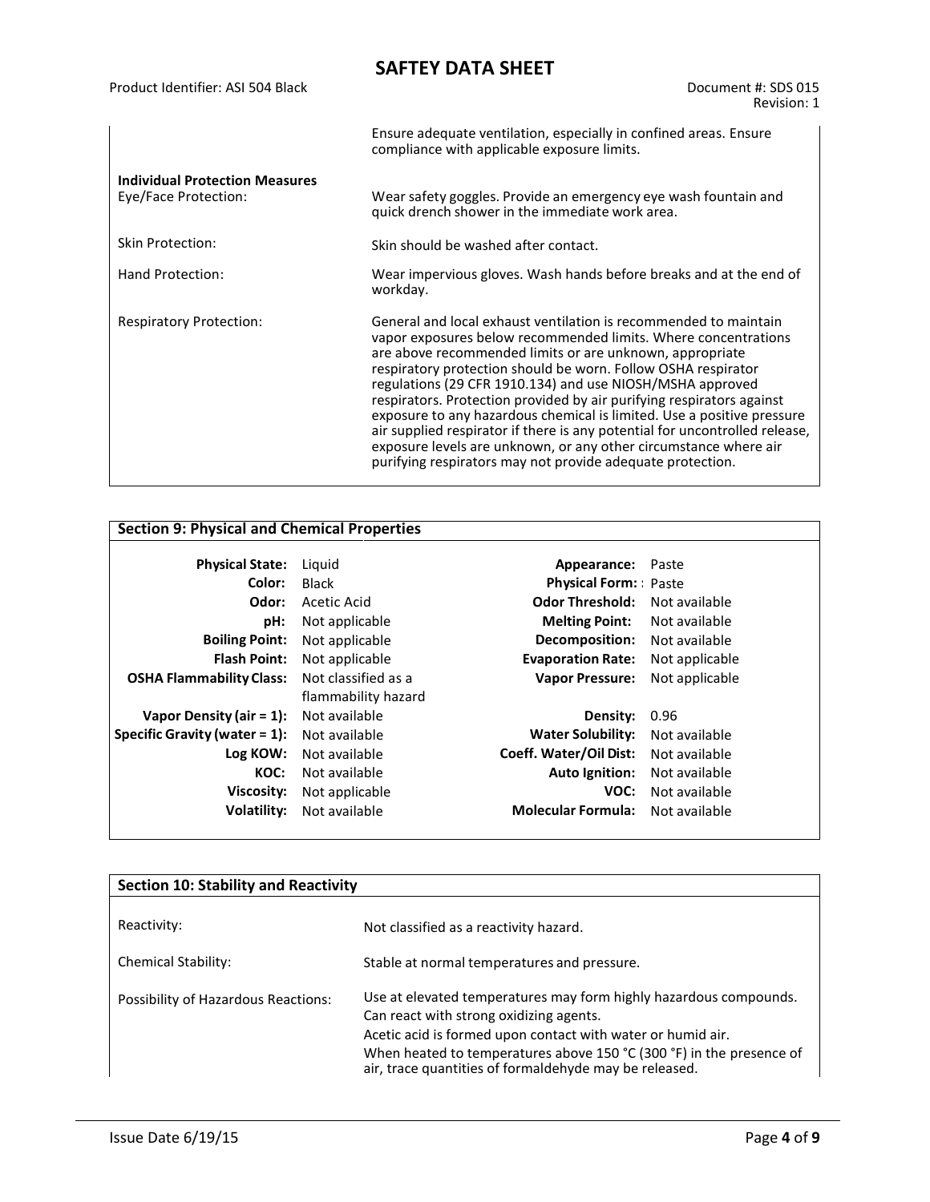Ensure adequate ventilation, especially in confined areas. Ensure compliance with applicable exposure limits.

**Individual Protection Measures**

| | |
|---|---|
| Eye/Face Protection: | Wear safety goggles. Provide an emergency eye wash fountain and quick drench shower in the immediate work area. |
| Skin Protection: | Skin should be washed after contact. |
| Hand Protection: | Wear impervious gloves. Wash hands before breaks and at the end of workday. |
| Respiratory Protection: | General and local exhaust ventilation is recommended to maintain vapor exposures below recommended limits. Where concentrations are above recommended limits or are unknown, appropriate respiratory protection should be worn. Follow OSHA respirator regulations (29 CFR 1910.134) and use NIOSH/MSHA approved respirators. Protection provided by air purifying respirators against exposure to any hazardous chemical is limited. Use a positive pressure air supplied respirator if there is any potential for uncontrolled release, exposure levels are unknown, or any other circumstance where air purifying respirators may not provide adequate protection. |

## Section 9: Physical and Chemical Properties

| | | | |
|---|---|---|---|
| **Physical State:** | Liquid | **Appearance:** | Paste |
| **Color:** | Black | **Physical Form:** | Paste |
| **Odor:** | Acetic Acid | **Odor Threshold:** | Not available |
| **pH:** | Not applicable | **Melting Point:** | Not available |
| **Boiling Point:** | Not applicable | **Decomposition:** | Not available |
| **Flash Point:** | Not applicable | **Evaporation Rate:** | Not applicable |
| **OSHA Flammability Class:** | Not classified as a flammability hazard | **Vapor Pressure:** | Not applicable |
| **Vapor Density (air = 1):** | Not available | **Density:** | 0.96 |
| **Specific Gravity (water = 1):** | Not available | **Water Solubility:** | Not available |
| **Log KOW:** | Not available | **Coeff. Water/Oil Dist:** | Not available |
| **KOC:** | Not available | **Auto Ignition:** | Not available |
| **Viscosity:** | Not applicable | **VOC:** | Not available |
| **Volatility:** | Not available | **Molecular Formula:** | Not available |

## Section 10: Stability and Reactivity

| | |
|---|---|
| Reactivity: | Not classified as a reactivity hazard. |
| Chemical Stability: | Stable at normal temperatures and pressure. |
| Possibility of Hazardous Reactions: | Use at elevated temperatures may form highly hazardous compounds. Can react with strong oxidizing agents.<br>Acetic acid is formed upon contact with water or humid air.<br>When heated to temperatures above 150 °C (300 °F) in the presence of air, trace quantities of formaldehyde may be released. |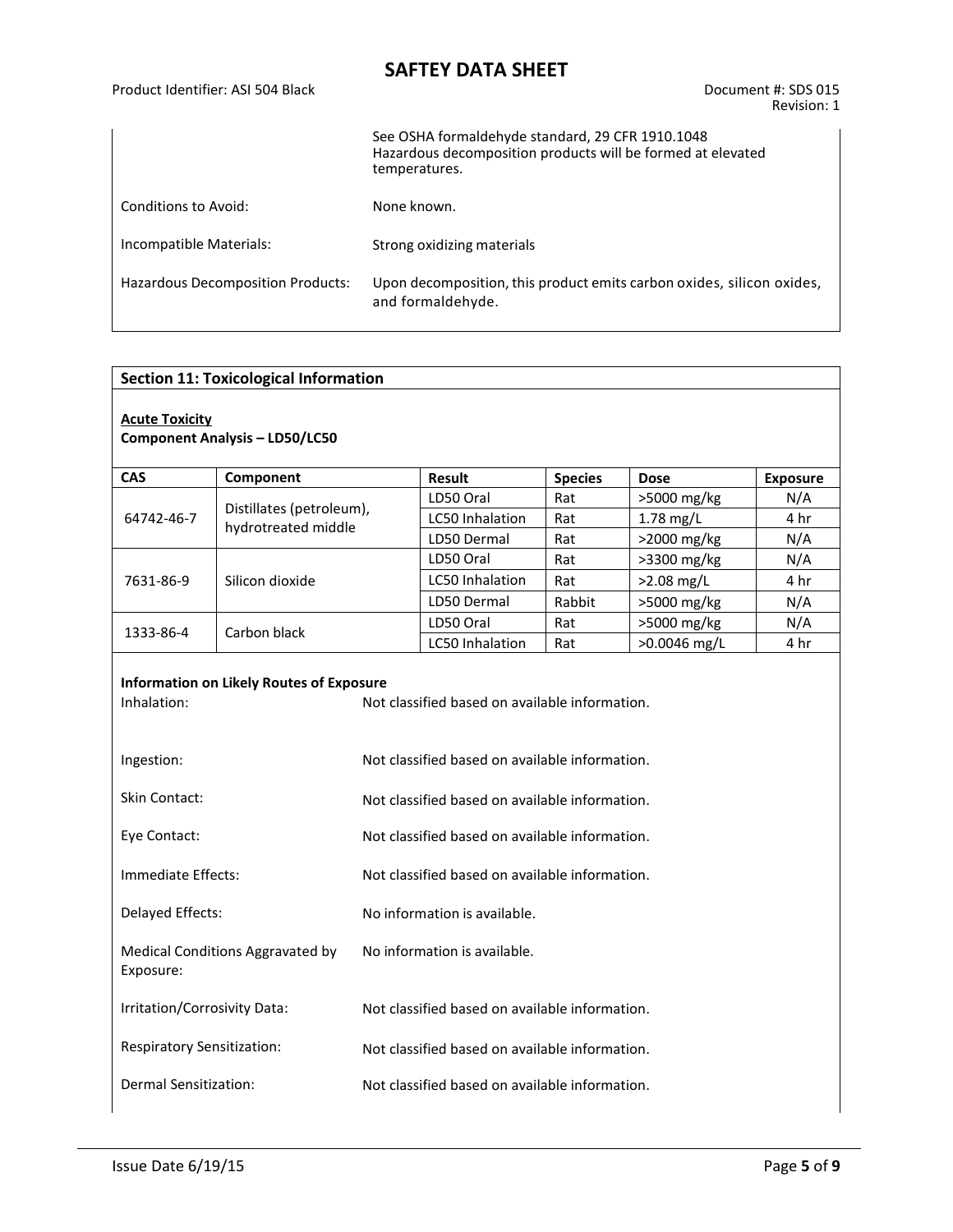See OSHA formaldehyde standard, 29 CFR 1910.1048
Hazardous decomposition products will be formed at elevated temperatures.

Conditions to Avoid: None known.

Incompatible Materials: Strong oxidizing materials

Hazardous Decomposition Products: Upon decomposition, this product emits carbon oxides, silicon oxides, and formaldehyde.

## Section 11: Toxicological Information

**Acute Toxicity**

**Component Analysis – LD50/LC50**

| CAS | Component | Result | Species | Dose | Exposure |
|---|---|---|---|---|---|
| 64742-46-7 | Distillates (petroleum), hydrotreated middle | LD50 Oral | Rat | >5000 mg/kg | N/A |
| | | LC50 Inhalation | Rat | 1.78 mg/L | 4 hr |
| | | LD50 Dermal | Rat | >2000 mg/kg | N/A |
| 7631-86-9 | Silicon dioxide | LD50 Oral | Rat | >3300 mg/kg | N/A |
| | | LC50 Inhalation | Rat | >2.08 mg/L | 4 hr |
| | | LD50 Dermal | Rabbit | >5000 mg/kg | N/A |
| 1333-86-4 | Carbon black | LD50 Oral | Rat | >5000 mg/kg | N/A |
| | | LC50 Inhalation | Rat | >0.0046 mg/L | 4 hr |

**Information on Likely Routes of Exposure**

Inhalation: Not classified based on available information.

Ingestion: Not classified based on available information.

Skin Contact: Not classified based on available information.

Eye Contact: Not classified based on available information.

Immediate Effects: Not classified based on available information.

Delayed Effects: No information is available.

Medical Conditions Aggravated by Exposure: No information is available.

Irritation/Corrosivity Data: Not classified based on available information.

Respiratory Sensitization: Not classified based on available information.

Dermal Sensitization: Not classified based on available information.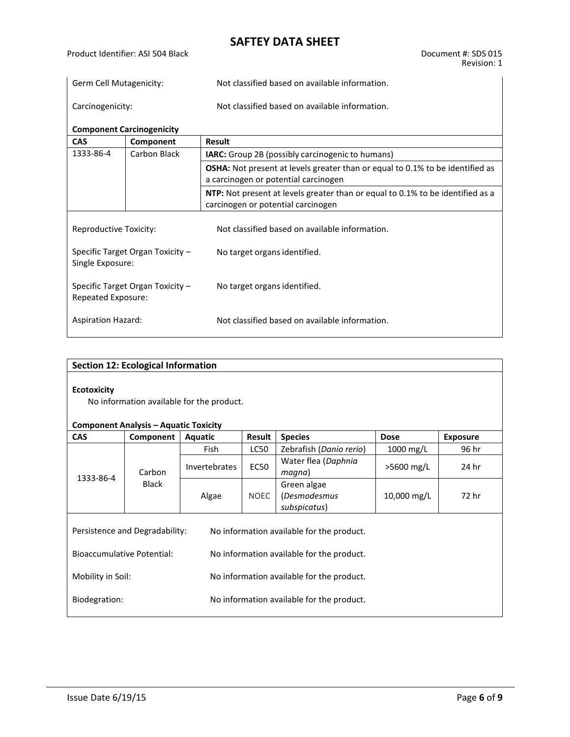Germ Cell Mutagenicity: Not classified based on available information.

Carcinogenicity: Not classified based on available information.

**Component Carcinogenicity**

| CAS | Component | Result |
|---|---|---|
| 1333-86-4 | Carbon Black | **IARC:** Group 2B (possibly carcinogenic to humans) |
| | | **OSHA:** Not present at levels greater than or equal to 0.1% to be identified as a carcinogen or potential carcinogen |
| | | **NTP:** Not present at levels greater than or equal to 0.1% to be identified as a carcinogen or potential carcinogen |

Reproductive Toxicity: Not classified based on available information.

Specific Target Organ Toxicity – Single Exposure: No target organs identified.

Specific Target Organ Toxicity – Repeated Exposure: No target organs identified.

Aspiration Hazard: Not classified based on available information.

## Section 12: Ecological Information

**Ecotoxicity**

No information available for the product.

**Component Analysis – Aquatic Toxicity**

| CAS | Component | Aquatic | Result | Species | Dose | Exposure |
|---|---|---|---|---|---|---|
| 1333-86-4 | Carbon Black | Fish | LC50 | Zebrafish (*Danio rerio*) | 1000 mg/L | 96 hr |
| | | Invertebrates | EC50 | Water flea (*Daphnia magna*) | >5600 mg/L | 24 hr |
| | | Algae | NOEC | Green algae (*Desmodesmus subspicatus*) | 10,000 mg/L | 72 hr |

Persistence and Degradability: No information available for the product.

Bioaccumulative Potential: No information available for the product.

Mobility in Soil: No information available for the product.

Biodegration: No information available for the product.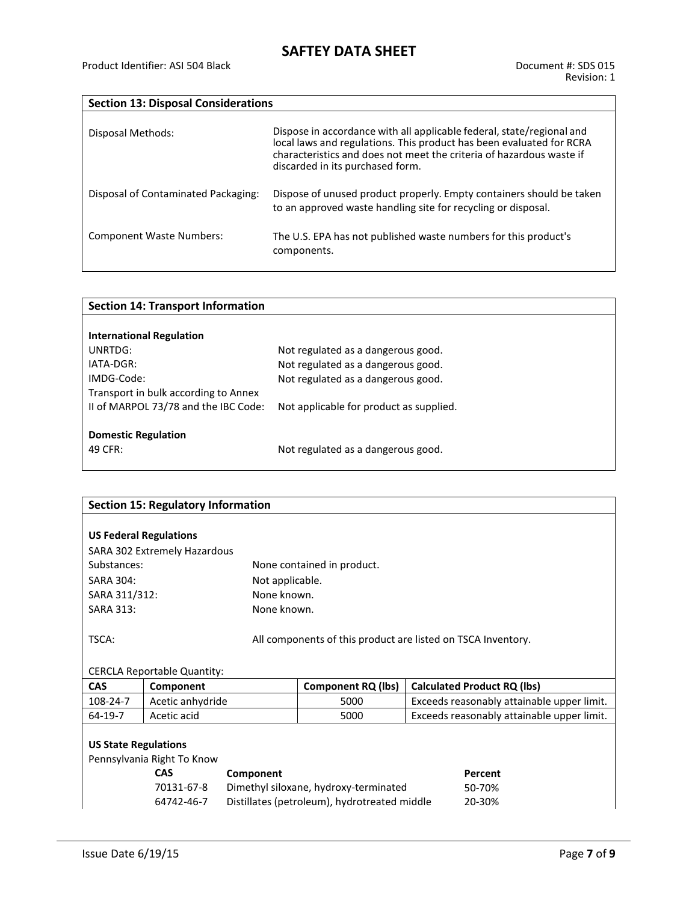## Section 13: Disposal Considerations

| | |
|---|---|
| Disposal Methods: | Dispose in accordance with all applicable federal, state/regional and local laws and regulations. This product has been evaluated for RCRA characteristics and does not meet the criteria of hazardous waste if discarded in its purchased form. |
| Disposal of Contaminated Packaging: | Dispose of unused product properly. Empty containers should be taken to an approved waste handling site for recycling or disposal. |
| Component Waste Numbers: | The U.S. EPA has not published waste numbers for this product's components. |

## Section 14: Transport Information

**International Regulation**

| | |
|---|---|
| UNRTDG: | Not regulated as a dangerous good. |
| IATA-DGR: | Not regulated as a dangerous good. |
| IMDG-Code: | Not regulated as a dangerous good. |
| Transport in bulk according to Annex II of MARPOL 73/78 and the IBC Code: | Not applicable for product as supplied. |

**Domestic Regulation**

| | |
|---|---|
| 49 CFR: | Not regulated as a dangerous good. |

## Section 15: Regulatory Information

**US Federal Regulations**

| | |
|---|---|
| SARA 302 Extremely Hazardous Substances: | None contained in product. |
| SARA 304: | Not applicable. |
| SARA 311/312: | None known. |
| SARA 313: | None known. |
| TSCA: | All components of this product are listed on TSCA Inventory. |

CERCLA Reportable Quantity:

| CAS | Component | Component RQ (lbs) | Calculated Product RQ (lbs) |
|---|---|---|---|
| 108-24-7 | Acetic anhydride | 5000 | Exceeds reasonably attainable upper limit. |
| 64-19-7 | Acetic acid | 5000 | Exceeds reasonably attainable upper limit. |

**US State Regulations**

Pennsylvania Right To Know

| CAS | Component | Percent |
|---|---|---|
| 70131-67-8 | Dimethyl siloxane, hydroxy-terminated | 50-70% |
| 64742-46-7 | Distillates (petroleum), hydrotreated middle | 20-30% |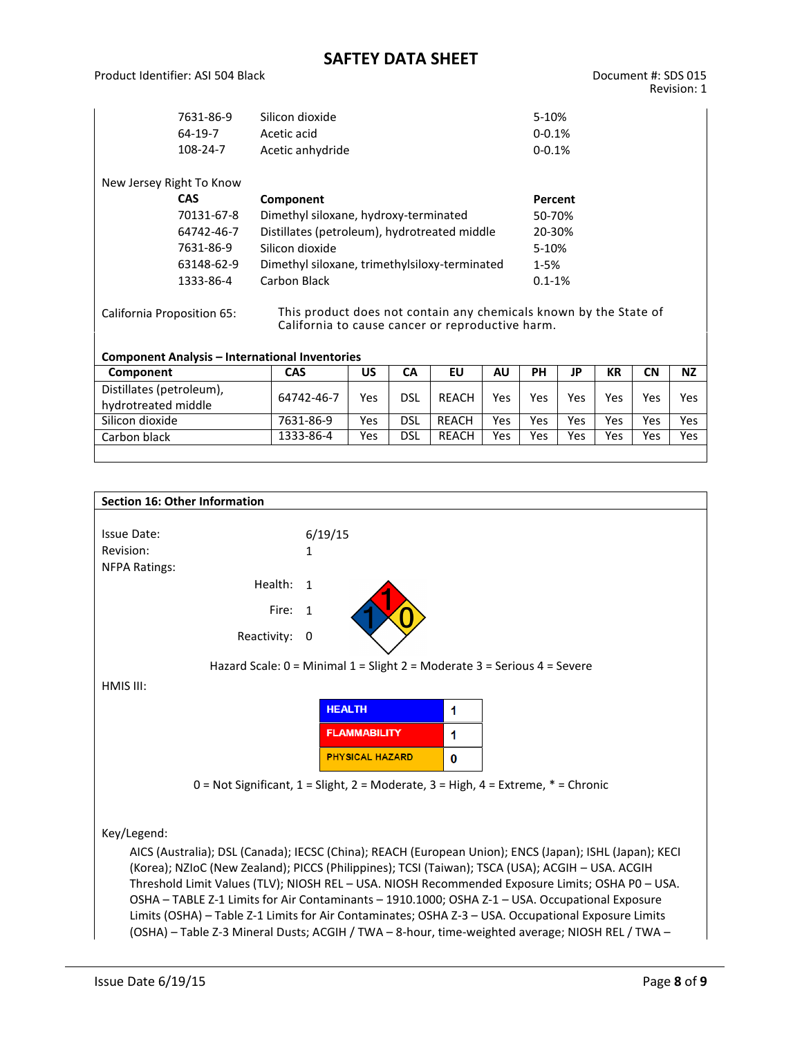| CAS | Component | Percent |
|---|---|---|
| 7631-86-9 | Silicon dioxide | 5-10% |
| 64-19-7 | Acetic acid | 0-0.1% |
| 108-24-7 | Acetic anhydride | 0-0.1% |

New Jersey Right To Know

| CAS | Component | Percent |
|---|---|---|
| 70131-67-8 | Dimethyl siloxane, hydroxy-terminated | 50-70% |
| 64742-46-7 | Distillates (petroleum), hydrotreated middle | 20-30% |
| 7631-86-9 | Silicon dioxide | 5-10% |
| 63148-62-9 | Dimethyl siloxane, trimethylsiloxy-terminated | 1-5% |
| 1333-86-4 | Carbon Black | 0.1-1% |

California Proposition 65: This product does not contain any chemicals known by the State of California to cause cancer or reproductive harm.

**Component Analysis – International Inventories**

| Component | CAS | US | CA | EU | AU | PH | JP | KR | CN | NZ |
|---|---|---|---|---|---|---|---|---|---|---|
| Distillates (petroleum), hydrotreated middle | 64742-46-7 | Yes | DSL | REACH | Yes | Yes | Yes | Yes | Yes | Yes |
| Silicon dioxide | 7631-86-9 | Yes | DSL | REACH | Yes | Yes | Yes | Yes | Yes | Yes |
| Carbon black | 1333-86-4 | Yes | DSL | REACH | Yes | Yes | Yes | Yes | Yes | Yes |

## Section 16: Other Information

Issue Date: 6/19/15

Revision: 1

NFPA Ratings:

Health: 1

Fire: 1

Reactivity: 0

Hazard Scale: 0 = Minimal 1 = Slight 2 = Moderate 3 = Serious 4 = Severe

HMIS III:

| HEALTH | 1 |
|---|---|
| FLAMMABILITY | 1 |
| PHYSICAL HAZARD | 0 |

0 = Not Significant, 1 = Slight, 2 = Moderate, 3 = High, 4 = Extreme, * = Chronic

Key/Legend:

AICS (Australia); DSL (Canada); IECSC (China); REACH (European Union); ENCS (Japan); ISHL (Japan); KECI (Korea); NZIoC (New Zealand); PICCS (Philippines); TCSI (Taiwan); TSCA (USA); ACGIH – USA. ACGIH Threshold Limit Values (TLV); NIOSH REL – USA. NIOSH Recommended Exposure Limits; OSHA P0 – USA. OSHA – TABLE Z-1 Limits for Air Contaminants – 1910.1000; OSHA Z-1 – USA. Occupational Exposure Limits (OSHA) – Table Z-1 Limits for Air Contaminates; OSHA Z-3 – USA. Occupational Exposure Limits (OSHA) – Table Z-3 Mineral Dusts; ACGIH / TWA – 8-hour, time-weighted average; NIOSH REL / TWA –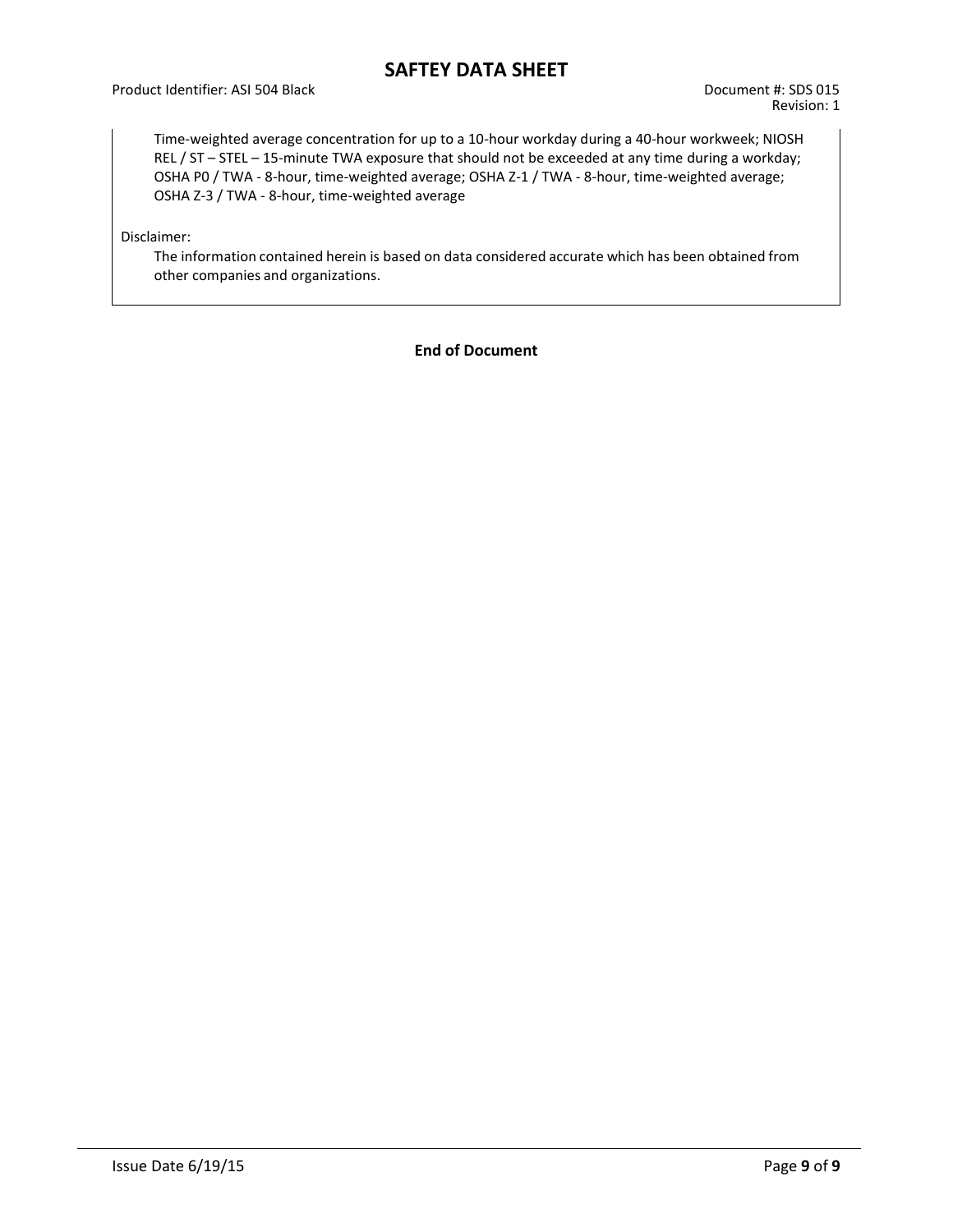Time-weighted average concentration for up to a 10-hour workday during a 40-hour workweek; NIOSH REL / ST – STEL – 15-minute TWA exposure that should not be exceeded at any time during a workday; OSHA P0 / TWA - 8-hour, time-weighted average; OSHA Z-1 / TWA - 8-hour, time-weighted average; OSHA Z-3 / TWA - 8-hour, time-weighted average

Disclaimer:

The information contained herein is based on data considered accurate which has been obtained from other companies and organizations.

**End of Document**